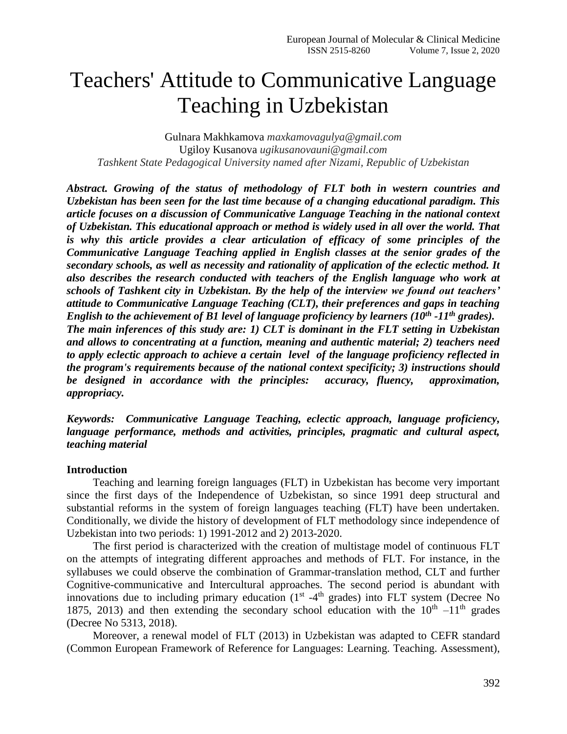# Teachers' Attitude to Communicative Language Teaching in Uzbekistan

Gulnara Makhkamova *maxkamovagulya@gmail.com*
Ugiloy Kusanova *ugikusanovauni@gmail.com*
*Tashkent State Pedagogical University named after Nizami, Republic of Uzbekistan*

***Abstract. Growing of the status of methodology of FLT both in western countries and Uzbekistan has been seen for the last time because of a changing educational paradigm. This article focuses on a discussion of Communicative Language Teaching in the national context of Uzbekistan. This educational approach or method is widely used in all over the world. That is why this article provides a clear articulation of efficacy of some principles of the Communicative Language Teaching applied in English classes at the senior grades of the secondary schools, as well as necessity and rationality of application of the eclectic method. It also describes the research conducted with teachers of the English language who work at schools of Tashkent city in Uzbekistan. By the help of the interview we found out teachers' attitude to Communicative Language Teaching (CLT), their preferences and gaps in teaching English to the achievement of B1 level of language proficiency by learners (10th -11th grades). The main inferences of this study are: 1) CLT is dominant in the FLT setting in Uzbekistan and allows to concentrating at a function, meaning and authentic material; 2) teachers need to apply eclectic approach to achieve a certain level of the language proficiency reflected in the program's requirements because of the national context specificity; 3) instructions should be designed in accordance with the principles: accuracy, fluency, approximation, appropriacy.***

***Keywords: Communicative Language Teaching, eclectic approach, language proficiency, language performance, methods and activities, principles, pragmatic and cultural aspect, teaching material***

**Introduction**

Teaching and learning foreign languages (FLT) in Uzbekistan has become very important since the first days of the Independence of Uzbekistan, so since 1991 deep structural and substantial reforms in the system of foreign languages teaching (FLT) have been undertaken. Conditionally, we divide the history of development of FLT methodology since independence of Uzbekistan into two periods: 1) 1991-2012 and 2) 2013-2020.

The first period is characterized with the creation of multistage model of continuous FLT on the attempts of integrating different approaches and methods of FLT. For instance, in the syllabuses we could observe the combination of Grammar-translation method, CLT and further Cognitive-communicative and Intercultural approaches. The second period is abundant with innovations due to including primary education (1st -4th grades) into FLT system (Decree No 1875, 2013) and then extending the secondary school education with the 10th –11th grades (Decree No 5313, 2018).

Moreover, a renewal model of FLT (2013) in Uzbekistan was adapted to CEFR standard (Common European Framework of Reference for Languages: Learning. Teaching. Assessment),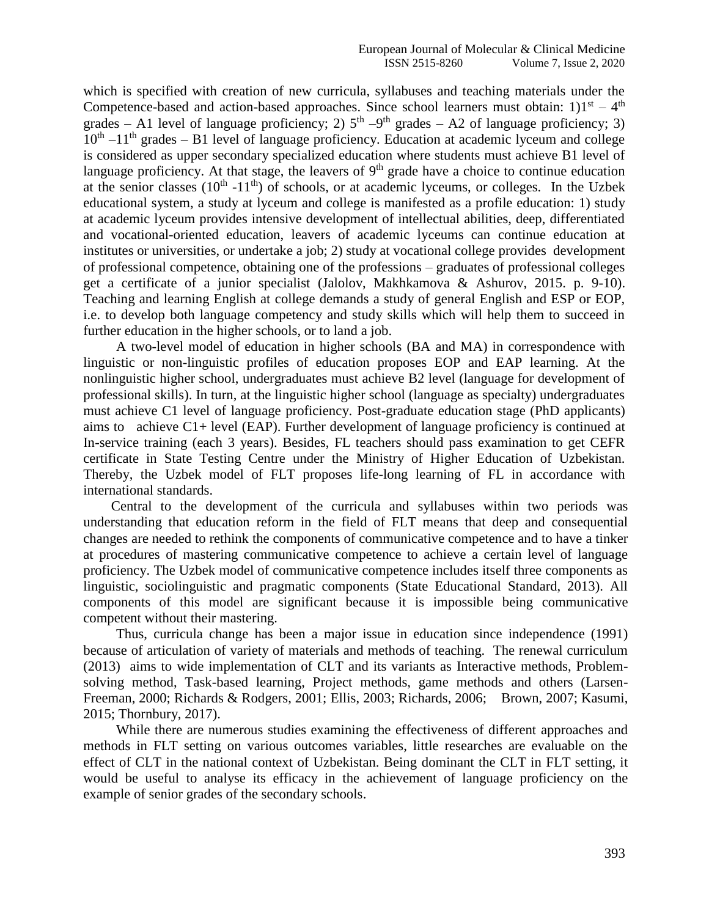which is specified with creation of new curricula, syllabuses and teaching materials under the Competence-based and action-based approaches. Since school learners must obtain: 1) 1st – 4th grades – A1 level of language proficiency; 2) 5th – 9th grades – A2 of language proficiency; 3) 10th – 11th grades – B1 level of language proficiency. Education at academic lyceum and college is considered as upper secondary specialized education where students must achieve B1 level of language proficiency. At that stage, the leavers of 9th grade have a choice to continue education at the senior classes (10th - 11th) of schools, or at academic lyceums, or colleges. In the Uzbek educational system, a study at lyceum and college is manifested as a profile education: 1) study at academic lyceum provides intensive development of intellectual abilities, deep, differentiated and vocational-oriented education, leavers of academic lyceums can continue education at institutes or universities, or undertake a job; 2) study at vocational college provides development of professional competence, obtaining one of the professions – graduates of professional colleges get a certificate of a junior specialist (Jalolov, Makhkamova & Ashurov, 2015. p. 9-10). Teaching and learning English at college demands a study of general English and ESP or EOP, i.e. to develop both language competency and study skills which will help them to succeed in further education in the higher schools, or to land a job.

A two-level model of education in higher schools (BA and MA) in correspondence with linguistic or non-linguistic profiles of education proposes EOP and EAP learning. At the nonlinguistic higher school, undergraduates must achieve B2 level (language for development of professional skills). In turn, at the linguistic higher school (language as specialty) undergraduates must achieve C1 level of language proficiency. Post-graduate education stage (PhD applicants) aims to achieve C1+ level (EAP). Further development of language proficiency is continued at In-service training (each 3 years). Besides, FL teachers should pass examination to get CEFR certificate in State Testing Centre under the Ministry of Higher Education of Uzbekistan. Thereby, the Uzbek model of FLT proposes life-long learning of FL in accordance with international standards.

Central to the development of the curricula and syllabuses within two periods was understanding that education reform in the field of FLT means that deep and consequential changes are needed to rethink the components of communicative competence and to have a tinker at procedures of mastering communicative competence to achieve a certain level of language proficiency. The Uzbek model of communicative competence includes itself three components as linguistic, sociolinguistic and pragmatic components (State Educational Standard, 2013). All components of this model are significant because it is impossible being communicative competent without their mastering.

Thus, curricula change has been a major issue in education since independence (1991) because of articulation of variety of materials and methods of teaching. The renewal curriculum (2013) aims to wide implementation of CLT and its variants as Interactive methods, Problem-solving method, Task-based learning, Project methods, game methods and others (Larsen-Freeman, 2000; Richards & Rodgers, 2001; Ellis, 2003; Richards, 2006; Brown, 2007; Kasumi, 2015; Thornbury, 2017).

While there are numerous studies examining the effectiveness of different approaches and methods in FLT setting on various outcomes variables, little researches are evaluable on the effect of CLT in the national context of Uzbekistan. Being dominant the CLT in FLT setting, it would be useful to analyse its efficacy in the achievement of language proficiency on the example of senior grades of the secondary schools.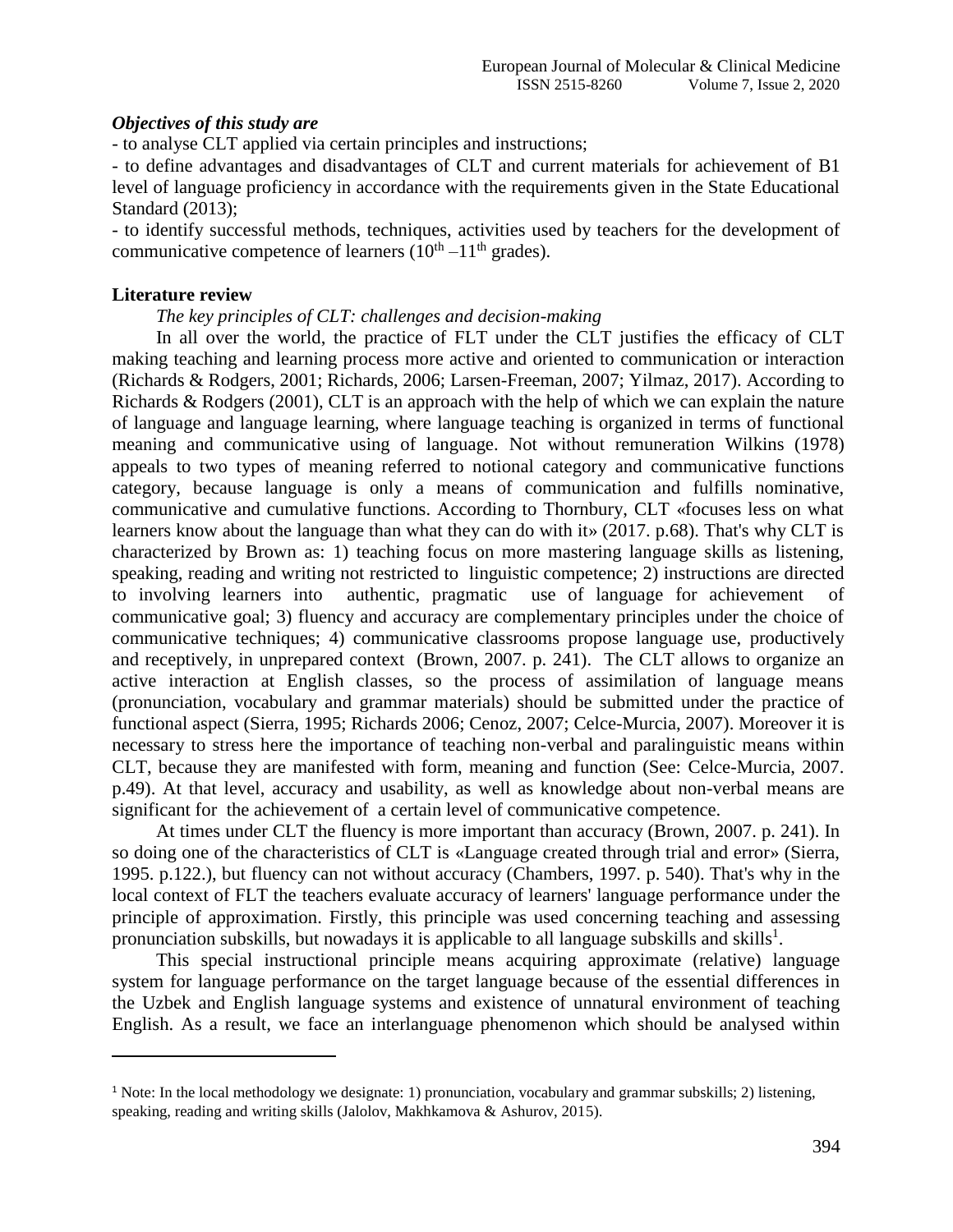***Objectives of this study are***

- to analyse CLT applied via certain principles and instructions;
- to define advantages and disadvantages of CLT and current materials for achievement of B1 level of language proficiency in accordance with the requirements given in the State Educational Standard (2013);
- to identify successful methods, techniques, activities used by teachers for the development of communicative competence of learners ($10^{th}$ –$11^{th}$ grades).

**Literature review**

*The key principles of CLT: challenges and decision-making*

In all over the world, the practice of FLT under the CLT justifies the efficacy of CLT making teaching and learning process more active and oriented to communication or interaction (Richards & Rodgers, 2001; Richards, 2006; Larsen-Freeman, 2007; Yilmaz, 2017). According to Richards & Rodgers (2001), CLT is an approach with the help of which we can explain the nature of language and language learning, where language teaching is organized in terms of functional meaning and communicative using of language. Not without remuneration Wilkins (1978) appeals to two types of meaning referred to notional category and communicative functions category, because language is only a means of communication and fulfills nominative, communicative and cumulative functions. According to Thornbury, CLT «focuses less on what learners know about the language than what they can do with it» (2017. p.68). That's why CLT is characterized by Brown as: 1) teaching focus on more mastering language skills as listening, speaking, reading and writing not restricted to linguistic competence; 2) instructions are directed to involving learners into authentic, pragmatic use of language for achievement of communicative goal; 3) fluency and accuracy are complementary principles under the choice of communicative techniques; 4) communicative classrooms propose language use, productively and receptively, in unprepared context (Brown, 2007. p. 241). The CLT allows to organize an active interaction at English classes, so the process of assimilation of language means (pronunciation, vocabulary and grammar materials) should be submitted under the practice of functional aspect (Sierra, 1995; Richards 2006; Cenoz, 2007; Celce-Murcia, 2007). Moreover it is necessary to stress here the importance of teaching non-verbal and paralinguistic means within CLT, because they are manifested with form, meaning and function (See: Celce-Murcia, 2007. p.49). At that level, accuracy and usability, as well as knowledge about non-verbal means are significant for the achievement of a certain level of communicative competence.

At times under CLT the fluency is more important than accuracy (Brown, 2007. p. 241). In so doing one of the characteristics of CLT is «Language created through trial and error» (Sierra, 1995. p.122.), but fluency can not without accuracy (Chambers, 1997. p. 540). That's why in the local context of FLT the teachers evaluate accuracy of learners' language performance under the principle of approximation. Firstly, this principle was used concerning teaching and assessing pronunciation subskills, but nowadays it is applicable to all language subskills and skills[1].

This special instructional principle means acquiring approximate (relative) language system for language performance on the target language because of the essential differences in the Uzbek and English language systems and existence of unnatural environment of teaching English. As a result, we face an interlanguage phenomenon which should be analysed within

---

[1] Note: In the local methodology we designate: 1) pronunciation, vocabulary and grammar subskills; 2) listening, speaking, reading and writing skills (Jalolov, Makhkamova & Ashurov, 2015).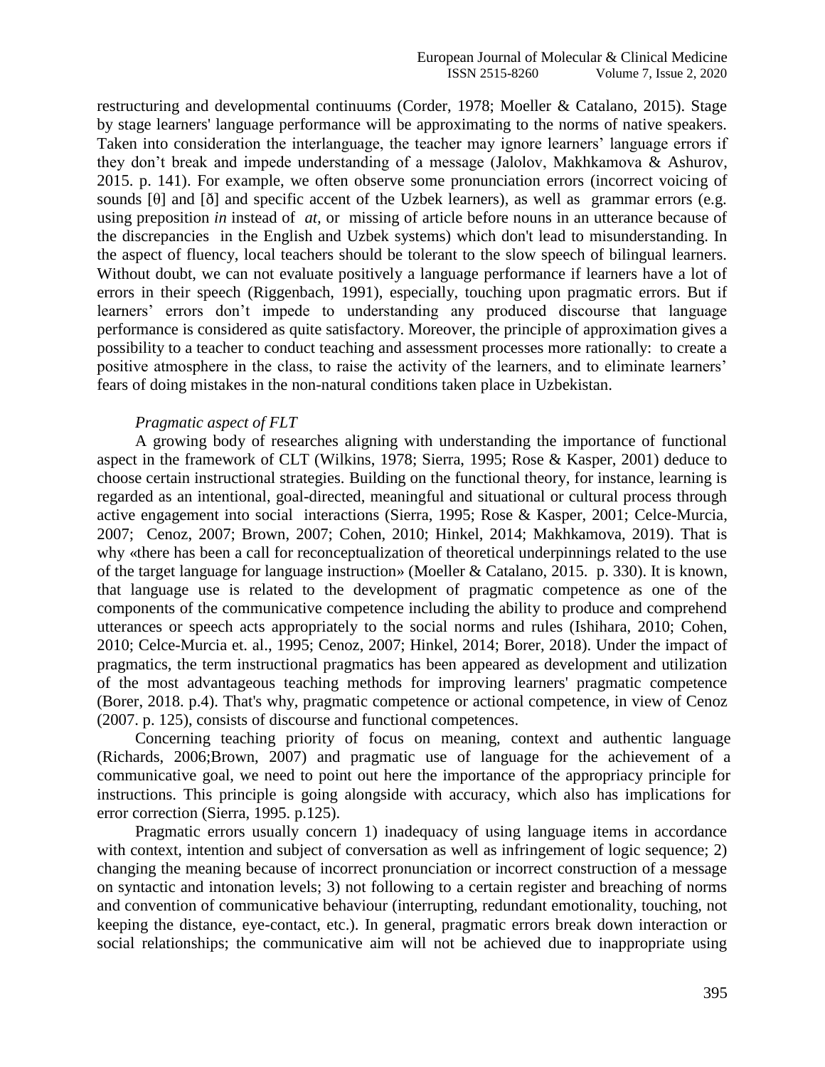restructuring and developmental continuums (Corder, 1978; Moeller & Catalano, 2015). Stage by stage learners' language performance will be approximating to the norms of native speakers. Taken into consideration the interlanguage, the teacher may ignore learners' language errors if they don't break and impede understanding of a message (Jalolov, Makhkamova & Ashurov, 2015. p. 141). For example, we often observe some pronunciation errors (incorrect voicing of sounds [θ] and [ð] and specific accent of the Uzbek learners), as well as grammar errors (e.g. using preposition *in* instead of *at*, or missing of article before nouns in an utterance because of the discrepancies in the English and Uzbek systems) which don't lead to misunderstanding. In the aspect of fluency, local teachers should be tolerant to the slow speech of bilingual learners. Without doubt, we can not evaluate positively a language performance if learners have a lot of errors in their speech (Riggenbach, 1991), especially, touching upon pragmatic errors. But if learners' errors don't impede to understanding any produced discourse that language performance is considered as quite satisfactory. Moreover, the principle of approximation gives a possibility to a teacher to conduct teaching and assessment processes more rationally: to create a positive atmosphere in the class, to raise the activity of the learners, and to eliminate learners' fears of doing mistakes in the non-natural conditions taken place in Uzbekistan.

*Pragmatic aspect of FLT*

A growing body of researches aligning with understanding the importance of functional aspect in the framework of CLT (Wilkins, 1978; Sierra, 1995; Rose & Kasper, 2001) deduce to choose certain instructional strategies. Building on the functional theory, for instance, learning is regarded as an intentional, goal-directed, meaningful and situational or cultural process through active engagement into social interactions (Sierra, 1995; Rose & Kasper, 2001; Celce-Murcia, 2007; Cenoz, 2007; Brown, 2007; Cohen, 2010; Hinkel, 2014; Makhkamova, 2019). That is why «there has been a call for reconceptualization of theoretical underpinnings related to the use of the target language for language instruction» (Moeller & Catalano, 2015. p. 330). It is known, that language use is related to the development of pragmatic competence as one of the components of the communicative competence including the ability to produce and comprehend utterances or speech acts appropriately to the social norms and rules (Ishihara, 2010; Cohen, 2010; Celce-Murcia et. al., 1995; Cenoz, 2007; Hinkel, 2014; Borer, 2018). Under the impact of pragmatics, the term instructional pragmatics has been appeared as development and utilization of the most advantageous teaching methods for improving learners' pragmatic competence (Borer, 2018. p.4). That's why, pragmatic competence or actional competence, in view of Cenoz (2007. p. 125), consists of discourse and functional competences.

Concerning teaching priority of focus on meaning, context and authentic language (Richards, 2006;Brown, 2007) and pragmatic use of language for the achievement of a communicative goal, we need to point out here the importance of the appropriacy principle for instructions. This principle is going alongside with accuracy, which also has implications for error correction (Sierra, 1995. p.125).

Pragmatic errors usually concern 1) inadequacy of using language items in accordance with context, intention and subject of conversation as well as infringement of logic sequence; 2) changing the meaning because of incorrect pronunciation or incorrect construction of a message on syntactic and intonation levels; 3) not following to a certain register and breaching of norms and convention of communicative behaviour (interrupting, redundant emotionality, touching, not keeping the distance, eye-contact, etc.). In general, pragmatic errors break down interaction or social relationships; the communicative aim will not be achieved due to inappropriate using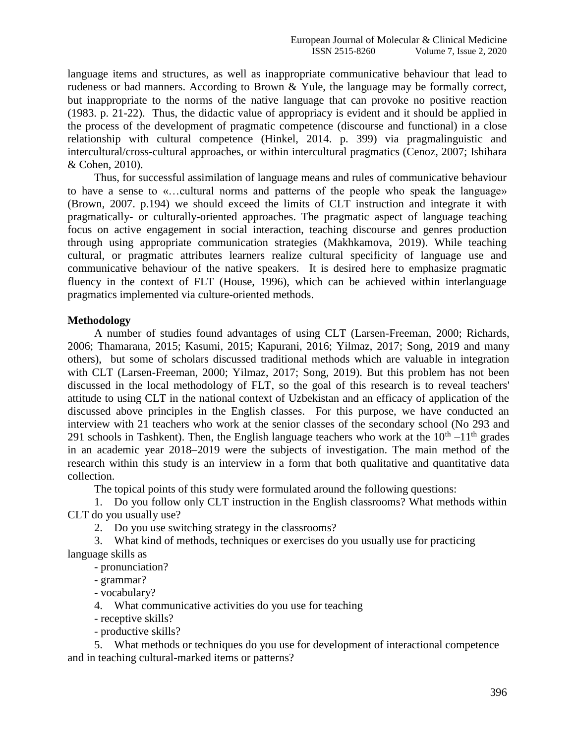language items and structures, as well as inappropriate communicative behaviour that lead to rudeness or bad manners. According to Brown & Yule, the language may be formally correct, but inappropriate to the norms of the native language that can provoke no positive reaction (1983. p. 21-22). Thus, the didactic value of appropriacy is evident and it should be applied in the process of the development of pragmatic competence (discourse and functional) in a close relationship with cultural competence (Hinkel, 2014. p. 399) via pragmalinguistic and intercultural/cross-cultural approaches, or within intercultural pragmatics (Cenoz, 2007; Ishihara & Cohen, 2010).

Thus, for successful assimilation of language means and rules of communicative behaviour to have a sense to «…cultural norms and patterns of the people who speak the language» (Brown, 2007. p.194) we should exceed the limits of CLT instruction and integrate it with pragmatically- or culturally-oriented approaches. The pragmatic aspect of language teaching focus on active engagement in social interaction, teaching discourse and genres production through using appropriate communication strategies (Makhkamova, 2019). While teaching cultural, or pragmatic attributes learners realize cultural specificity of language use and communicative behaviour of the native speakers. It is desired here to emphasize pragmatic fluency in the context of FLT (House, 1996), which can be achieved within interlanguage pragmatics implemented via culture-oriented methods.

**Methodology**

A number of studies found advantages of using CLT (Larsen-Freeman, 2000; Richards, 2006; Thamarana, 2015; Kasumi, 2015; Kapurani, 2016; Yilmaz, 2017; Song, 2019 and many others), but some of scholars discussed traditional methods which are valuable in integration with CLT (Larsen-Freeman, 2000; Yilmaz, 2017; Song, 2019). But this problem has not been discussed in the local methodology of FLT, so the goal of this research is to reveal teachers' attitude to using CLT in the national context of Uzbekistan and an efficacy of application of the discussed above principles in the English classes. For this purpose, we have conducted an interview with 21 teachers who work at the senior classes of the secondary school (No 293 and 291 schools in Tashkent). Then, the English language teachers who work at the 10th –11th grades in an academic year 2018–2019 were the subjects of investigation. The main method of the research within this study is an interview in a form that both qualitative and quantitative data collection.

The topical points of this study were formulated around the following questions:

1. Do you follow only CLT instruction in the English classrooms? What methods within CLT do you usually use?
2. Do you use switching strategy in the classrooms?
3. What kind of methods, techniques or exercises do you usually use for practicing language skills as
   - pronunciation?
   - grammar?
   - vocabulary?
4. What communicative activities do you use for teaching
   - receptive skills?
   - productive skills?
5. What methods or techniques do you use for development of interactional competence and in teaching cultural-marked items or patterns?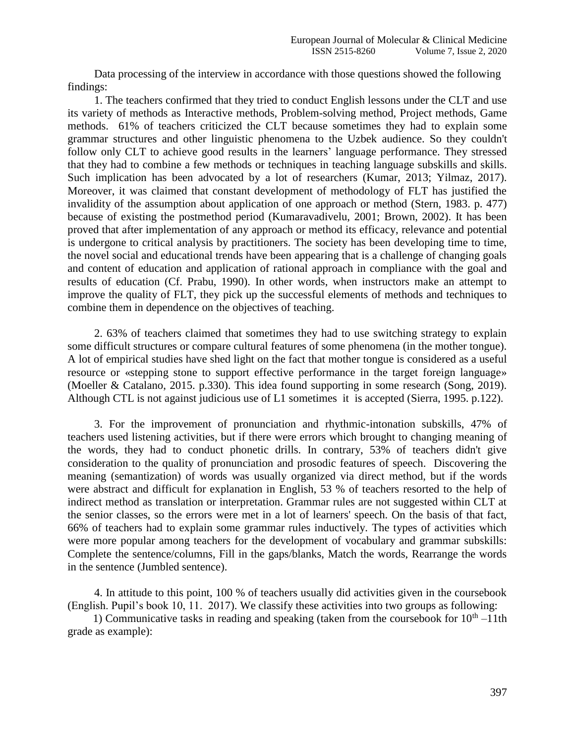Data processing of the interview in accordance with those questions showed the following findings:

1. The teachers confirmed that they tried to conduct English lessons under the CLT and use its variety of methods as Interactive methods, Problem-solving method, Project methods, Game methods. 61% of teachers criticized the CLT because sometimes they had to explain some grammar structures and other linguistic phenomena to the Uzbek audience. So they couldn't follow only CLT to achieve good results in the learners' language performance. They stressed that they had to combine a few methods or techniques in teaching language subskills and skills. Such implication has been advocated by a lot of researchers (Kumar, 2013; Yilmaz, 2017). Moreover, it was claimed that constant development of methodology of FLT has justified the invalidity of the assumption about application of one approach or method (Stern, 1983. p. 477) because of existing the postmethod period (Kumaravadivelu, 2001; Brown, 2002). It has been proved that after implementation of any approach or method its efficacy, relevance and potential is undergone to critical analysis by practitioners. The society has been developing time to time, the novel social and educational trends have been appearing that is a challenge of changing goals and content of education and application of rational approach in compliance with the goal and results of education (Cf. Prabu, 1990). In other words, when instructors make an attempt to improve the quality of FLT, they pick up the successful elements of methods and techniques to combine them in dependence on the objectives of teaching.

2. 63% of teachers claimed that sometimes they had to use switching strategy to explain some difficult structures or compare cultural features of some phenomena (in the mother tongue). A lot of empirical studies have shed light on the fact that mother tongue is considered as a useful resource or «stepping stone to support effective performance in the target foreign language» (Moeller & Catalano, 2015. p.330). This idea found supporting in some research (Song, 2019). Although CTL is not against judicious use of L1 sometimes it is accepted (Sierra, 1995. p.122).

3. For the improvement of pronunciation and rhythmic-intonation subskills, 47% of teachers used listening activities, but if there were errors which brought to changing meaning of the words, they had to conduct phonetic drills. In contrary, 53% of teachers didn't give consideration to the quality of pronunciation and prosodic features of speech. Discovering the meaning (semantization) of words was usually organized via direct method, but if the words were abstract and difficult for explanation in English, 53 % of teachers resorted to the help of indirect method as translation or interpretation. Grammar rules are not suggested within CLT at the senior classes, so the errors were met in a lot of learners' speech. On the basis of that fact, 66% of teachers had to explain some grammar rules inductively. The types of activities which were more popular among teachers for the development of vocabulary and grammar subskills: Complete the sentence/columns, Fill in the gaps/blanks, Match the words, Rearrange the words in the sentence (Jumbled sentence).

4. In attitude to this point, 100 % of teachers usually did activities given in the coursebook (English. Pupil's book 10, 11. 2017). We classify these activities into two groups as following:

1) Communicative tasks in reading and speaking (taken from the coursebook for $10^{th}$ –11th grade as example):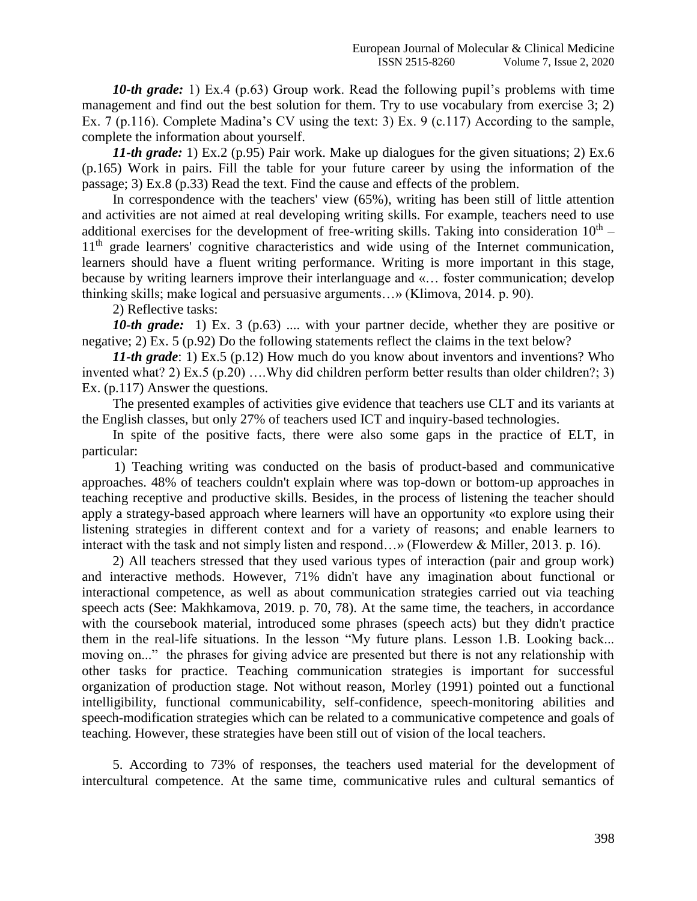***10-th grade:*** 1) Ex.4 (p.63) Group work. Read the following pupil's problems with time management and find out the best solution for them. Try to use vocabulary from exercise 3; 2) Ex. 7 (p.116). Complete Madina's CV using the text: 3) Ex. 9 (c.117) According to the sample, complete the information about yourself.

***11-th grade:*** 1) Ex.2 (p.95) Pair work. Make up dialogues for the given situations; 2) Ex.6 (p.165) Work in pairs. Fill the table for your future career by using the information of the passage; 3) Ex.8 (p.33) Read the text. Find the cause and effects of the problem.

In correspondence with the teachers' view (65%), writing has been still of little attention and activities are not aimed at real developing writing skills. For example, teachers need to use additional exercises for the development of free-writing skills. Taking into consideration 10th – 11th grade learners' cognitive characteristics and wide using of the Internet communication, learners should have a fluent writing performance. Writing is more important in this stage, because by writing learners improve their interlanguage and «… foster communication; develop thinking skills; make logical and persuasive arguments…» (Klimova, 2014. p. 90).

2) Reflective tasks:

***10-th grade:*** 1) Ex. 3 (p.63) .... with your partner decide, whether they are positive or negative; 2) Ex. 5 (p.92) Do the following statements reflect the claims in the text below?

***11-th grade***: 1) Ex.5 (p.12) How much do you know about inventors and inventions? Who invented what? 2) Ex.5 (p.20) ….Why did children perform better results than older children?; 3) Ex. (p.117) Answer the questions.

The presented examples of activities give evidence that teachers use CLT and its variants at the English classes, but only 27% of teachers used ICT and inquiry-based technologies.

In spite of the positive facts, there were also some gaps in the practice of ELT, in particular:

1) Teaching writing was conducted on the basis of product-based and communicative approaches. 48% of teachers couldn't explain where was top-down or bottom-up approaches in teaching receptive and productive skills. Besides, in the process of listening the teacher should apply a strategy-based approach where learners will have an opportunity «to explore using their listening strategies in different context and for a variety of reasons; and enable learners to interact with the task and not simply listen and respond…» (Flowerdew & Miller, 2013. p. 16).

2) All teachers stressed that they used various types of interaction (pair and group work) and interactive methods. However, 71% didn't have any imagination about functional or interactional competence, as well as about communication strategies carried out via teaching speech acts (See: Makhkamova, 2019. p. 70, 78). At the same time, the teachers, in accordance with the coursebook material, introduced some phrases (speech acts) but they didn't practice them in the real-life situations. In the lesson "My future plans. Lesson 1.B. Looking back... moving on..." the phrases for giving advice are presented but there is not any relationship with other tasks for practice. Teaching communication strategies is important for successful organization of production stage. Not without reason, Morley (1991) pointed out a functional intelligibility, functional communicability, self-confidence, speech-monitoring abilities and speech-modification strategies which can be related to a communicative competence and goals of teaching. However, these strategies have been still out of vision of the local teachers.

5. According to 73% of responses, the teachers used material for the development of intercultural competence. At the same time, communicative rules and cultural semantics of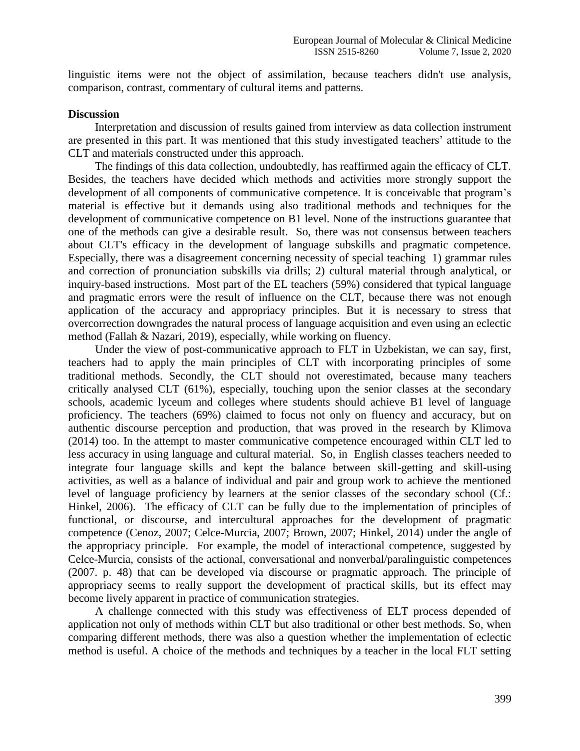linguistic items were not the object of assimilation, because teachers didn't use analysis, comparison, contrast, commentary of cultural items and patterns.

**Discussion**

Interpretation and discussion of results gained from interview as data collection instrument are presented in this part. It was mentioned that this study investigated teachers' attitude to the CLT and materials constructed under this approach.

The findings of this data collection, undoubtedly, has reaffirmed again the efficacy of CLT. Besides, the teachers have decided which methods and activities more strongly support the development of all components of communicative competence. It is conceivable that program's material is effective but it demands using also traditional methods and techniques for the development of communicative competence on B1 level. None of the instructions guarantee that one of the methods can give a desirable result. So, there was not consensus between teachers about CLT's efficacy in the development of language subskills and pragmatic competence. Especially, there was a disagreement concerning necessity of special teaching 1) grammar rules and correction of pronunciation subskills via drills; 2) cultural material through analytical, or inquiry-based instructions. Most part of the EL teachers (59%) considered that typical language and pragmatic errors were the result of influence on the CLT, because there was not enough application of the accuracy and appropriacy principles. But it is necessary to stress that overcorrection downgrades the natural process of language acquisition and even using an eclectic method (Fallah & Nazari, 2019), especially, while working on fluency.

Under the view of post-communicative approach to FLT in Uzbekistan, we can say, first, teachers had to apply the main principles of CLT with incorporating principles of some traditional methods. Secondly, the CLT should not overestimated, because many teachers critically analysed CLT (61%), especially, touching upon the senior classes at the secondary schools, academic lyceum and colleges where students should achieve B1 level of language proficiency. The teachers (69%) claimed to focus not only on fluency and accuracy, but on authentic discourse perception and production, that was proved in the research by Klimova (2014) too. In the attempt to master communicative competence encouraged within CLT led to less accuracy in using language and cultural material. So, in English classes teachers needed to integrate four language skills and kept the balance between skill-getting and skill-using activities, as well as a balance of individual and pair and group work to achieve the mentioned level of language proficiency by learners at the senior classes of the secondary school (Cf.: Hinkel, 2006). The efficacy of CLT can be fully due to the implementation of principles of functional, or discourse, and intercultural approaches for the development of pragmatic competence (Cenoz, 2007; Celce-Murcia, 2007; Brown, 2007; Hinkel, 2014) under the angle of the appropriacy principle. For example, the model of interactional competence, suggested by Celce-Murcia, consists of the actional, conversational and nonverbal/paralinguistic competences (2007. p. 48) that can be developed via discourse or pragmatic approach. The principle of appropriacy seems to really support the development of practical skills, but its effect may become lively apparent in practice of communication strategies.

A challenge connected with this study was effectiveness of ELT process depended of application not only of methods within CLT but also traditional or other best methods. So, when comparing different methods, there was also a question whether the implementation of eclectic method is useful. A choice of the methods and techniques by a teacher in the local FLT setting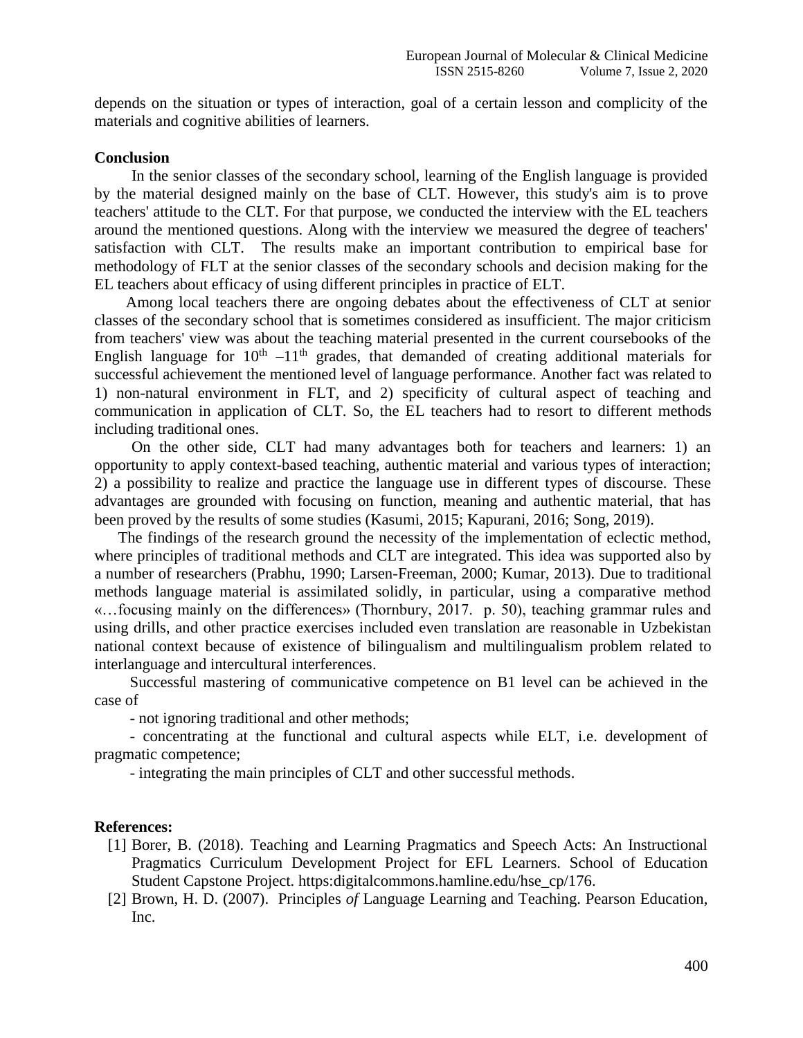depends on the situation or types of interaction, goal of a certain lesson and complicity of the materials and cognitive abilities of learners.

**Conclusion**

In the senior classes of the secondary school, learning of the English language is provided by the material designed mainly on the base of CLT. However, this study's aim is to prove teachers' attitude to the CLT. For that purpose, we conducted the interview with the EL teachers around the mentioned questions. Along with the interview we measured the degree of teachers' satisfaction with CLT. The results make an important contribution to empirical base for methodology of FLT at the senior classes of the secondary schools and decision making for the EL teachers about efficacy of using different principles in practice of ELT.

Among local teachers there are ongoing debates about the effectiveness of CLT at senior classes of the secondary school that is sometimes considered as insufficient. The major criticism from teachers' view was about the teaching material presented in the current coursebooks of the English language for 10th –11th grades, that demanded of creating additional materials for successful achievement the mentioned level of language performance. Another fact was related to 1) non-natural environment in FLT, and 2) specificity of cultural aspect of teaching and communication in application of CLT. So, the EL teachers had to resort to different methods including traditional ones.

On the other side, CLT had many advantages both for teachers and learners: 1) an opportunity to apply context-based teaching, authentic material and various types of interaction; 2) a possibility to realize and practice the language use in different types of discourse. These advantages are grounded with focusing on function, meaning and authentic material, that has been proved by the results of some studies (Kasumi, 2015; Kapurani, 2016; Song, 2019).

The findings of the research ground the necessity of the implementation of eclectic method, where principles of traditional methods and CLT are integrated. This idea was supported also by a number of researchers (Prabhu, 1990; Larsen-Freeman, 2000; Kumar, 2013). Due to traditional methods language material is assimilated solidly, in particular, using a comparative method «…focusing mainly on the differences» (Thornbury, 2017. p. 50), teaching grammar rules and using drills, and other practice exercises included even translation are reasonable in Uzbekistan national context because of existence of bilingualism and multilingualism problem related to interlanguage and intercultural interferences.

Successful mastering of communicative competence on B1 level can be achieved in the case of

- not ignoring traditional and other methods;
- concentrating at the functional and cultural aspects while ELT, i.e. development of pragmatic competence;
- integrating the main principles of CLT and other successful methods.

**References:**

[1] Borer, B. (2018). Teaching and Learning Pragmatics and Speech Acts: An Instructional Pragmatics Curriculum Development Project for EFL Learners. School of Education Student Capstone Project. https:digitalcommons.hamline.edu/hse_cp/176.

[2] Brown, H. D. (2007). Principles *of* Language Learning and Teaching. Pearson Education, Inc.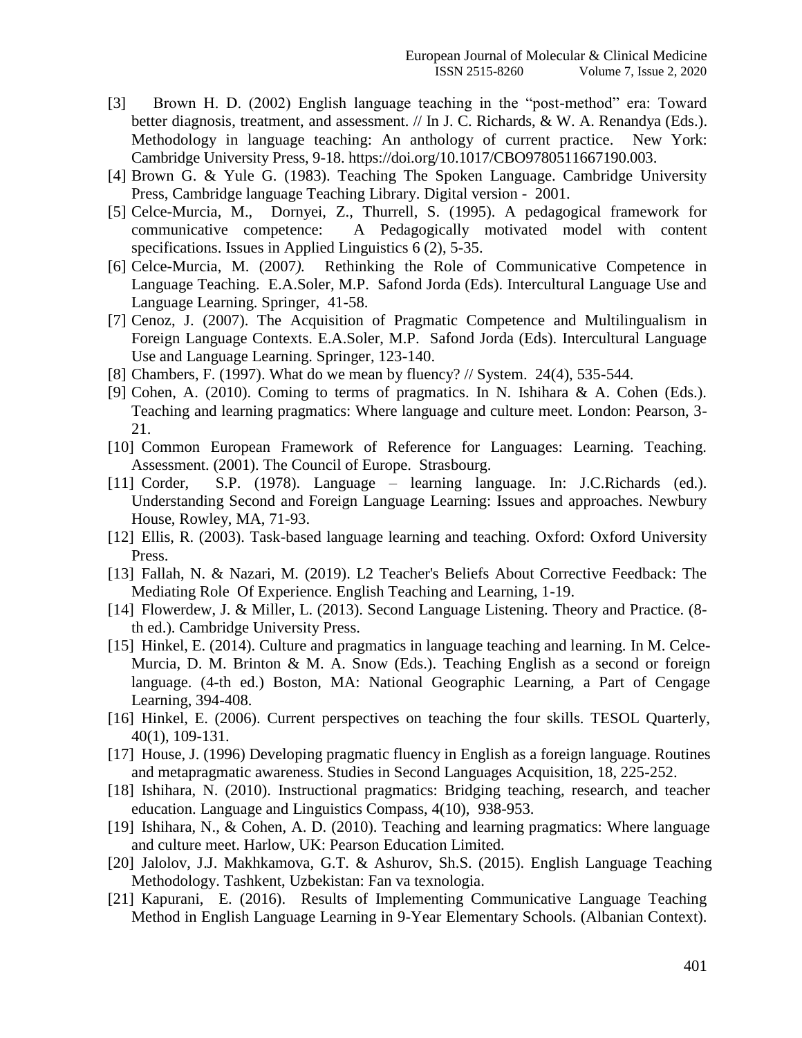[3] Brown H. D. (2002) English language teaching in the "post-method" era: Toward better diagnosis, treatment, and assessment. // In J. C. Richards, & W. A. Renandya (Eds.). Methodology in language teaching: An anthology of current practice. New York: Cambridge University Press, 9-18. https://doi.org/10.1017/CBO9780511667190.003.

[4] Brown G. & Yule G. (1983). Teaching The Spoken Language. Cambridge University Press, Cambridge language Teaching Library. Digital version - 2001.

[5] Celce-Murcia, M., Dornyei, Z., Thurrell, S. (1995). A pedagogical framework for communicative competence: A Pedagogically motivated model with content specifications. Issues in Applied Linguistics 6 (2), 5-35.

[6] Celce-Murcia, M. (2007). Rethinking the Role of Communicative Competence in Language Teaching. E.A.Soler, M.P. Safond Jorda (Eds). Intercultural Language Use and Language Learning. Springer, 41-58.

[7] Cenoz, J. (2007). The Acquisition of Pragmatic Competence and Multilingualism in Foreign Language Contexts. E.A.Soler, M.P. Safond Jorda (Eds). Intercultural Language Use and Language Learning. Springer, 123-140.

[8] Chambers, F. (1997). What do we mean by fluency? // System. 24(4), 535-544.

[9] Cohen, A. (2010). Coming to terms of pragmatics. In N. Ishihara & A. Cohen (Eds.). Teaching and learning pragmatics: Where language and culture meet. London: Pearson, 3-21.

[10] Common European Framework of Reference for Languages: Learning. Teaching. Assessment. (2001). The Council of Europe. Strasbourg.

[11] Corder, S.P. (1978). Language – learning language. In: J.C.Richards (ed.). Understanding Second and Foreign Language Learning: Issues and approaches. Newbury House, Rowley, MA, 71-93.

[12] Ellis, R. (2003). Task-based language learning and teaching. Oxford: Oxford University Press.

[13] Fallah, N. & Nazari, M. (2019). L2 Teacher's Beliefs About Corrective Feedback: The Mediating Role Of Experience. English Teaching and Learning, 1-19.

[14] Flowerdew, J. & Miller, L. (2013). Second Language Listening. Theory and Practice. (8-th ed.). Cambridge University Press.

[15] Hinkel, E. (2014). Culture and pragmatics in language teaching and learning. In M. Celce-Murcia, D. M. Brinton & M. A. Snow (Eds.). Teaching English as a second or foreign language. (4-th ed.) Boston, MA: National Geographic Learning, a Part of Cengage Learning, 394-408.

[16] Hinkel, E. (2006). Current perspectives on teaching the four skills. TESOL Quarterly, 40(1), 109-131.

[17] House, J. (1996) Developing pragmatic fluency in English as a foreign language. Routines and metapragmatic awareness. Studies in Second Languages Acquisition, 18, 225-252.

[18] Ishihara, N. (2010). Instructional pragmatics: Bridging teaching, research, and teacher education. Language and Linguistics Compass, 4(10), 938-953.

[19] Ishihara, N., & Cohen, A. D. (2010). Teaching and learning pragmatics: Where language and culture meet. Harlow, UK: Pearson Education Limited.

[20] Jalolov, J.J. Makhkamova, G.T. & Ashurov, Sh.S. (2015). English Language Teaching Methodology. Tashkent, Uzbekistan: Fan va texnologia.

[21] Kapurani, E. (2016). Results of Implementing Communicative Language Teaching Method in English Language Learning in 9-Year Elementary Schools. (Albanian Context).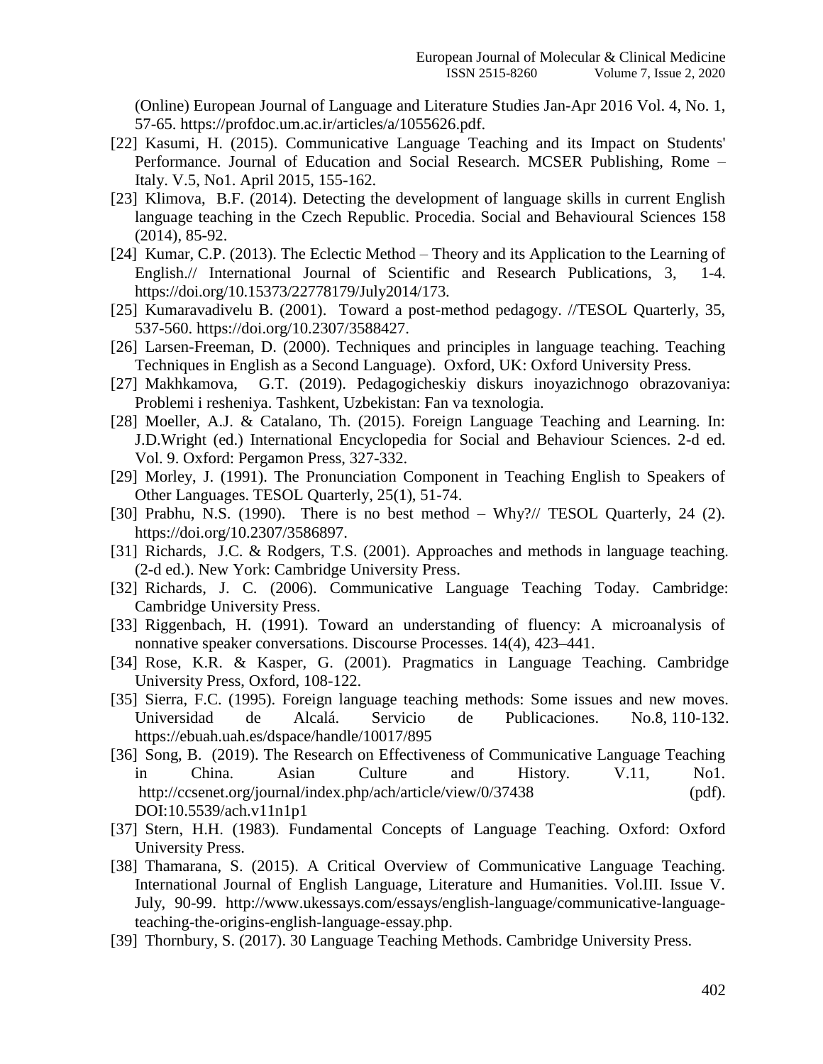(Online) European Journal of Language and Literature Studies Jan-Apr 2016 Vol. 4, No. 1, 57-65. https://profdoc.um.ac.ir/articles/a/1055626.pdf.

[22] Kasumi, H. (2015). Communicative Language Teaching and its Impact on Students' Performance. Journal of Education and Social Research. MCSER Publishing, Rome – Italy. V.5, No1. April 2015, 155-162.

[23] Klimova, B.F. (2014). Detecting the development of language skills in current English language teaching in the Czech Republic. Procedia. Social and Behavioural Sciences 158 (2014), 85-92.

[24] Kumar, C.P. (2013). The Eclectic Method – Theory and its Application to the Learning of English.// International Journal of Scientific and Research Publications, 3, 1-4. https://doi.org/10.15373/22778179/July2014/173.

[25] Kumaravadivelu B. (2001). Toward a post-method pedagogy. //TESOL Quarterly, 35, 537-560. https://doi.org/10.2307/3588427.

[26] Larsen-Freeman, D. (2000). Techniques and principles in language teaching. Teaching Techniques in English as a Second Language). Oxford, UK: Oxford University Press.

[27] Makhkamova, G.T. (2019). Pedagogicheskiy diskurs inoyazichnogo obrazovaniya: Problemi i resheniya. Tashkent, Uzbekistan: Fan va texnologia.

[28] Moeller, A.J. & Catalano, Th. (2015). Foreign Language Teaching and Learning. In: J.D.Wright (ed.) International Encyclopedia for Social and Behaviour Sciences. 2-d ed. Vol. 9. Oxford: Pergamon Press, 327-332.

[29] Morley, J. (1991). The Pronunciation Component in Teaching English to Speakers of Other Languages. TESOL Quarterly, 25(1), 51-74.

[30] Prabhu, N.S. (1990). There is no best method – Why?// TESOL Quarterly, 24 (2). https://doi.org/10.2307/3586897.

[31] Richards, J.C. & Rodgers, T.S. (2001). Approaches and methods in language teaching. (2-d ed.). New York: Cambridge University Press.

[32] Richards, J. C. (2006). Communicative Language Teaching Today. Cambridge: Cambridge University Press.

[33] Riggenbach, H. (1991). Toward an understanding of fluency: A microanalysis of nonnative speaker conversations. Discourse Processes. 14(4), 423–441.

[34] Rose, K.R. & Kasper, G. (2001). Pragmatics in Language Teaching. Cambridge University Press, Oxford, 108-122.

[35] Sierra, F.C. (1995). Foreign language teaching methods: Some issues and new moves. Universidad de Alcalá. Servicio de Publicaciones. No.8, 110-132. https://ebuah.uah.es/dspace/handle/10017/895

[36] Song, B. (2019). The Research on Effectiveness of Communicative Language Teaching in China. Asian Culture and History. V.11, No1. http://ccsenet.org/journal/index.php/ach/article/view/0/37438 (pdf). DOI:10.5539/ach.v11n1p1

[37] Stern, H.H. (1983). Fundamental Concepts of Language Teaching. Oxford: Oxford University Press.

[38] Thamarana, S. (2015). A Critical Overview of Communicative Language Teaching. International Journal of English Language, Literature and Humanities. Vol.III. Issue V. July, 90-99. http://www.ukessays.com/essays/english-language/communicative-language-teaching-the-origins-english-language-essay.php.

[39] Thornbury, S. (2017). 30 Language Teaching Methods. Cambridge University Press.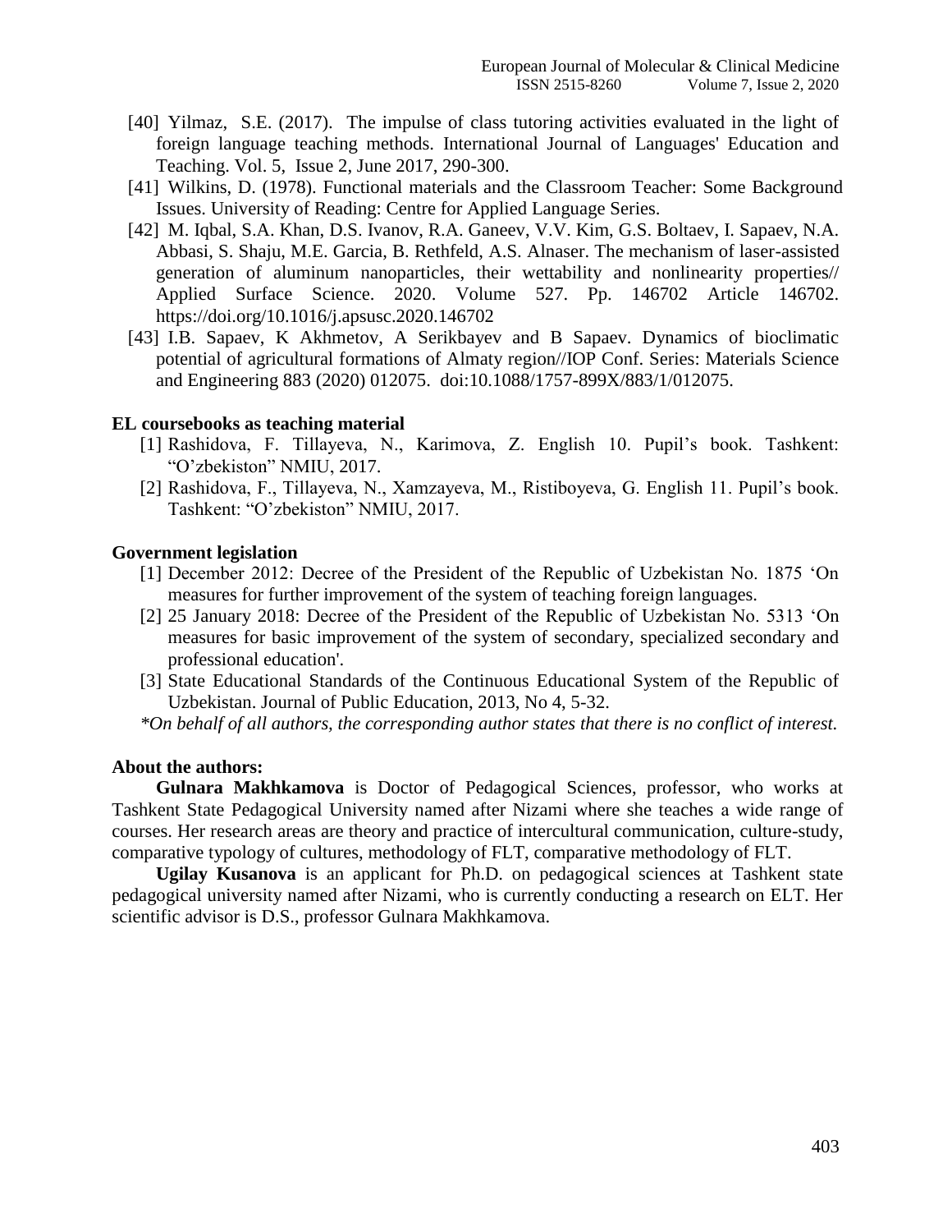[40] Yilmaz, S.E. (2017). The impulse of class tutoring activities evaluated in the light of foreign language teaching methods. International Journal of Languages' Education and Teaching. Vol. 5, Issue 2, June 2017, 290-300.

[41] Wilkins, D. (1978). Functional materials and the Classroom Teacher: Some Background Issues. University of Reading: Centre for Applied Language Series.

[42] M. Iqbal, S.A. Khan, D.S. Ivanov, R.A. Ganeev, V.V. Kim, G.S. Boltaev, I. Sapaev, N.A. Abbasi, S. Shaju, M.E. Garcia, B. Rethfeld, A.S. Alnaser. The mechanism of laser-assisted generation of aluminum nanoparticles, their wettability and nonlinearity properties// Applied Surface Science. 2020. Volume 527. Pp. 146702 Article 146702. https://doi.org/10.1016/j.apsusc.2020.146702

[43] I.B. Sapaev, K Akhmetov, A Serikbayev and B Sapaev. Dynamics of bioclimatic potential of agricultural formations of Almaty region//IOP Conf. Series: Materials Science and Engineering 883 (2020) 012075. doi:10.1088/1757-899X/883/1/012075.

**EL coursebooks as teaching material**

[1] Rashidova, F. Tillayeva, N., Karimova, Z. English 10. Pupil's book. Tashkent: "O'zbekiston" NMIU, 2017.

[2] Rashidova, F., Tillayeva, N., Xamzayeva, M., Ristiboyeva, G. English 11. Pupil's book. Tashkent: "O'zbekiston" NMIU, 2017.

**Government legislation**

[1] December 2012: Decree of the President of the Republic of Uzbekistan No. 1875 'On measures for further improvement of the system of teaching foreign languages.

[2] 25 January 2018: Decree of the President of the Republic of Uzbekistan No. 5313 'On measures for basic improvement of the system of secondary, specialized secondary and professional education'.

[3] State Educational Standards of the Continuous Educational System of the Republic of Uzbekistan. Journal of Public Education, 2013, No 4, 5-32.

*\*On behalf of all authors, the corresponding author states that there is no conflict of interest.*

**About the authors:**

**Gulnara Makhkamova** is Doctor of Pedagogical Sciences, professor, who works at Tashkent State Pedagogical University named after Nizami where she teaches a wide range of courses. Her research areas are theory and practice of intercultural communication, culture-study, comparative typology of cultures, methodology of FLT, comparative methodology of FLT.

**Ugilay Kusanova** is an applicant for Ph.D. on pedagogical sciences at Tashkent state pedagogical university named after Nizami, who is currently conducting a research on ELT. Her scientific advisor is D.S., professor Gulnara Makhkamova.